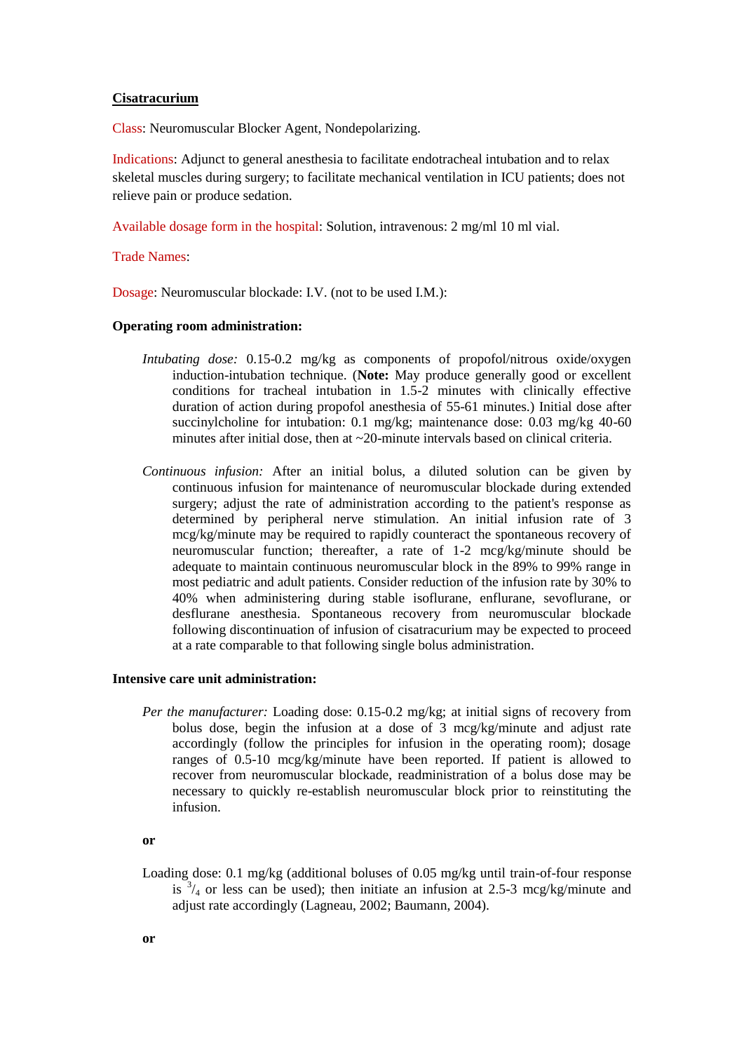# Cisatracurium

Class: Neuromuscular Blocker Agent, Nondepolarizing.

Indications: Adjunct to general anesthesia to facilitate endotracheal intubation and to relax skeletal muscles during surgery; to facilitate mechanical ventilation in ICU patients; does not relieve pain or produce sedation.

Available dosage form in the hospital: Solution, intravenous: 2 mg/ml 10 ml vial.

Trade Names:

Dosage: Neuromuscular blockade: I.V. (not to be used I.M.):

**Operating room administration:**

*Intubating dose:* 0.15-0.2 mg/kg as components of propofol/nitrous oxide/oxygen induction-intubation technique. (**Note:** May produce generally good or excellent conditions for tracheal intubation in 1.5-2 minutes with clinically effective duration of action during propofol anesthesia of 55-61 minutes.) Initial dose after succinylcholine for intubation: 0.1 mg/kg; maintenance dose: 0.03 mg/kg 40-60 minutes after initial dose, then at ~20-minute intervals based on clinical criteria.

*Continuous infusion:* After an initial bolus, a diluted solution can be given by continuous infusion for maintenance of neuromuscular blockade during extended surgery; adjust the rate of administration according to the patient's response as determined by peripheral nerve stimulation. An initial infusion rate of 3 mcg/kg/minute may be required to rapidly counteract the spontaneous recovery of neuromuscular function; thereafter, a rate of 1-2 mcg/kg/minute should be adequate to maintain continuous neuromuscular block in the 89% to 99% range in most pediatric and adult patients. Consider reduction of the infusion rate by 30% to 40% when administering during stable isoflurane, enflurane, sevoflurane, or desflurane anesthesia. Spontaneous recovery from neuromuscular blockade following discontinuation of infusion of cisatracurium may be expected to proceed at a rate comparable to that following single bolus administration.

**Intensive care unit administration:**

*Per the manufacturer:* Loading dose: 0.15-0.2 mg/kg; at initial signs of recovery from bolus dose, begin the infusion at a dose of 3 mcg/kg/minute and adjust rate accordingly (follow the principles for infusion in the operating room); dosage ranges of 0.5-10 mcg/kg/minute have been reported. If patient is allowed to recover from neuromuscular blockade, readministration of a bolus dose may be necessary to quickly re-establish neuromuscular block prior to reinstituting the infusion.

**or**

Loading dose: 0.1 mg/kg (additional boluses of 0.05 mg/kg until train-of-four response is $^{3}/_{4}$ or less can be used); then initiate an infusion at 2.5-3 mcg/kg/minute and adjust rate accordingly (Lagneau, 2002; Baumann, 2004).

**or**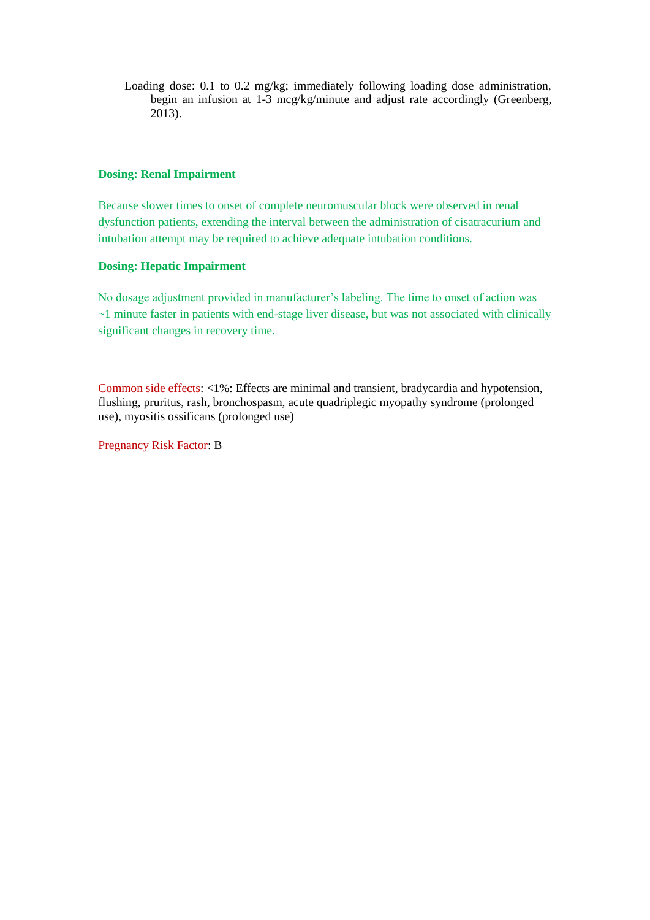Loading dose: 0.1 to 0.2 mg/kg; immediately following loading dose administration, begin an infusion at 1-3 mcg/kg/minute and adjust rate accordingly (Greenberg, 2013).

**Dosing: Renal Impairment**

Because slower times to onset of complete neuromuscular block were observed in renal dysfunction patients, extending the interval between the administration of cisatracurium and intubation attempt may be required to achieve adequate intubation conditions.

**Dosing: Hepatic Impairment**

No dosage adjustment provided in manufacturer's labeling. The time to onset of action was ~1 minute faster in patients with end-stage liver disease, but was not associated with clinically significant changes in recovery time.

Common side effects: <1%: Effects are minimal and transient, bradycardia and hypotension, flushing, pruritus, rash, bronchospasm, acute quadriplegic myopathy syndrome (prolonged use), myositis ossificans (prolonged use)

Pregnancy Risk Factor: B